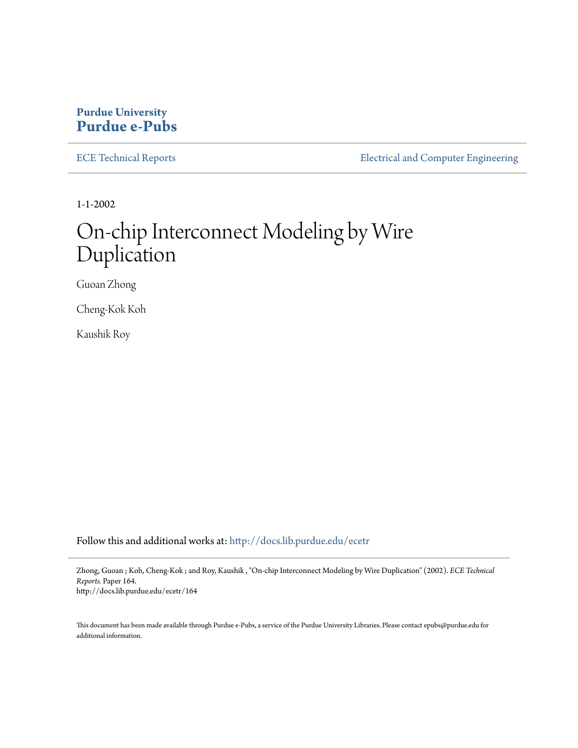Purdue University
**Purdue e-Pubs**

ECE Technical Reports | Electrical and Computer Engineering

1-1-2002

# On-chip Interconnect Modeling by Wire Duplication

Guoan Zhong

Cheng-Kok Koh

Kaushik Roy

Follow this and additional works at: http://docs.lib.purdue.edu/ecetr

Zhong, Guoan ; Koh, Cheng-Kok ; and Roy, Kaushik , "On-chip Interconnect Modeling by Wire Duplication" (2002). *ECE Technical Reports.* Paper 164.
http://docs.lib.purdue.edu/ecetr/164

This document has been made available through Purdue e-Pubs, a service of the Purdue University Libraries. Please contact epubs@purdue.edu for additional information.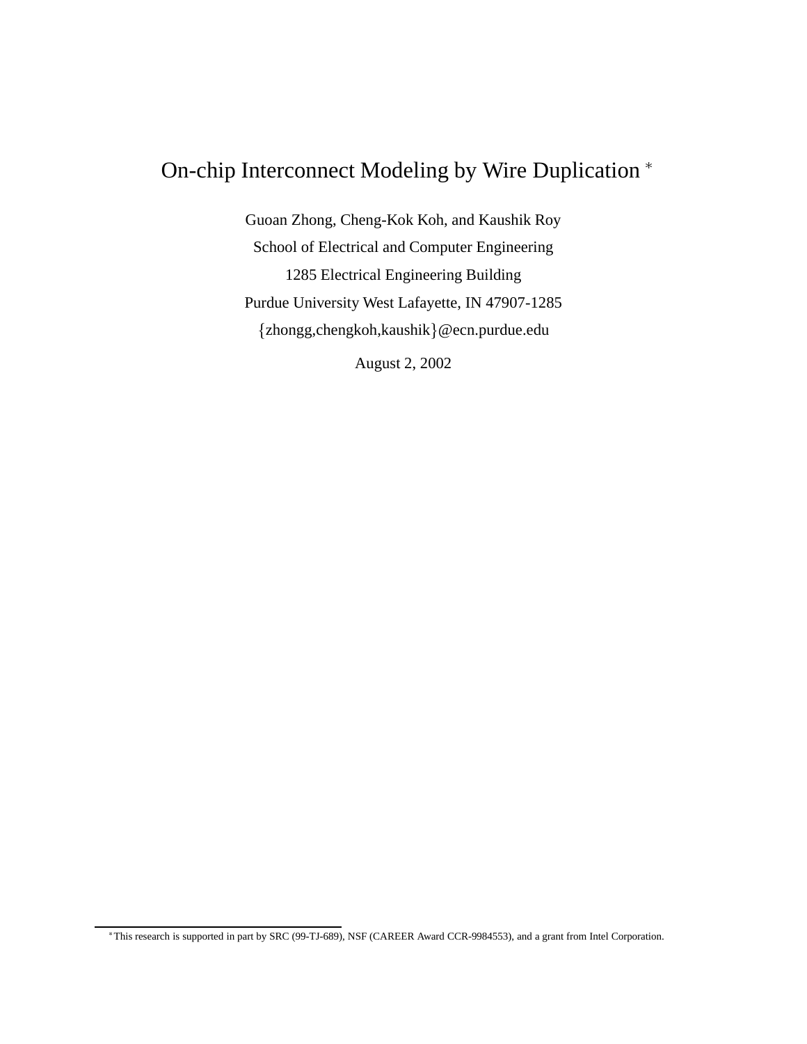# On-chip Interconnect Modeling by Wire Duplication [*]

Guoan Zhong, Cheng-Kok Koh, and Kaushik Roy

School of Electrical and Computer Engineering

1285 Electrical Engineering Building

Purdue University West Lafayette, IN 47907-1285

{zhongg,chengkoh,kaushik}@ecn.purdue.edu

August 2, 2002

---

[*] This research is supported in part by SRC (99-TJ-689), NSF (CAREER Award CCR-9984553), and a grant from Intel Corporation.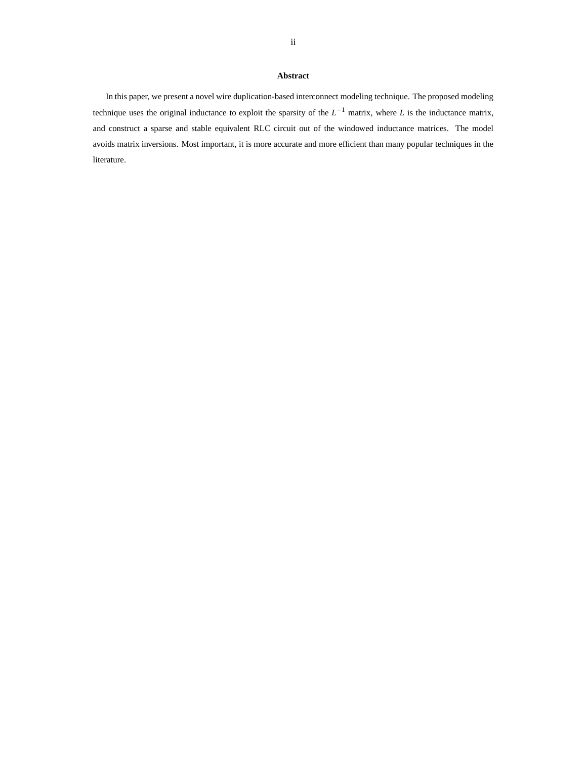## Abstract

In this paper, we present a novel wire duplication-based interconnect modeling technique. The proposed modeling technique uses the original inductance to exploit the sparsity of the $L^{-1}$ matrix, where $L$ is the inductance matrix, and construct a sparse and stable equivalent RLC circuit out of the windowed inductance matrices. The model avoids matrix inversions. Most important, it is more accurate and more efficient than many popular techniques in the literature.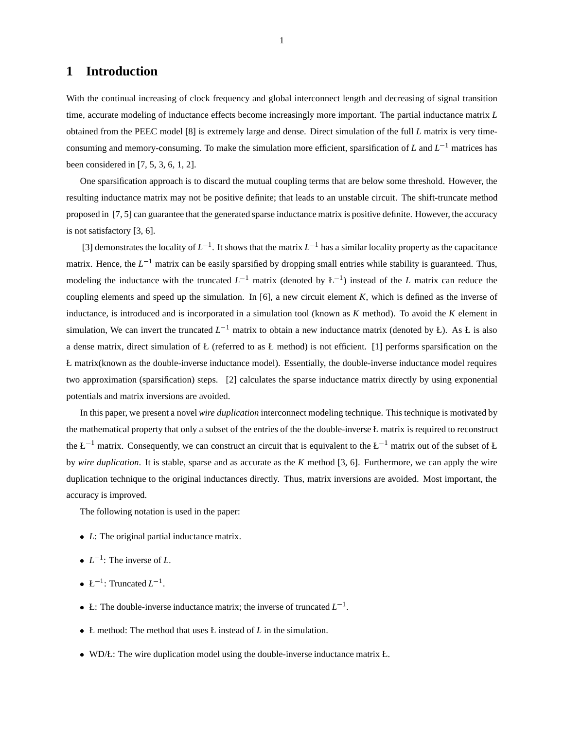# 1 Introduction

With the continual increasing of clock frequency and global interconnect length and decreasing of signal transition time, accurate modeling of inductance effects become increasingly more important. The partial inductance matrix $L$ obtained from the PEEC model [8] is extremely large and dense. Direct simulation of the full $L$ matrix is very time-consuming and memory-consuming. To make the simulation more efficient, sparsification of $L$ and $L^{-1}$ matrices has been considered in [7, 5, 3, 6, 1, 2].

One sparsification approach is to discard the mutual coupling terms that are below some threshold. However, the resulting inductance matrix may not be positive definite; that leads to an unstable circuit. The shift-truncate method proposed in [7, 5] can guarantee that the generated sparse inductance matrix is positive definite. However, the accuracy is not satisfactory [3, 6].

[3] demonstrates the locality of $L^{-1}$. It shows that the matrix $L^{-1}$ has a similar locality property as the capacitance matrix. Hence, the $L^{-1}$ matrix can be easily sparsified by dropping small entries while stability is guaranteed. Thus, modeling the inductance with the truncated $L^{-1}$ matrix (denoted by Ł$^{-1}$) instead of the $L$ matrix can reduce the coupling elements and speed up the simulation. In [6], a new circuit element $K$, which is defined as the inverse of inductance, is introduced and is incorporated in a simulation tool (known as $K$ method). To avoid the $K$ element in simulation, We can invert the truncated $L^{-1}$ matrix to obtain a new inductance matrix (denoted by Ł). As Ł is also a dense matrix, direct simulation of Ł (referred to as Ł method) is not efficient. [1] performs sparsification on the Ł matrix(known as the double-inverse inductance model). Essentially, the double-inverse inductance model requires two approximation (sparsification) steps. [2] calculates the sparse inductance matrix directly by using exponential potentials and matrix inversions are avoided.

In this paper, we present a novel *wire duplication* interconnect modeling technique. This technique is motivated by the mathematical property that only a subset of the entries of the the double-inverse Ł matrix is required to reconstruct the Ł$^{-1}$ matrix. Consequently, we can construct an circuit that is equivalent to the Ł$^{-1}$ matrix out of the subset of Ł by *wire duplication*. It is stable, sparse and as accurate as the $K$ method [3, 6]. Furthermore, we can apply the wire duplication technique to the original inductances directly. Thus, matrix inversions are avoided. Most important, the accuracy is improved.

The following notation is used in the paper:

- $L$: The original partial inductance matrix.
- $L^{-1}$: The inverse of $L$.
- Ł$^{-1}$: Truncated $L^{-1}$.
- Ł: The double-inverse inductance matrix; the inverse of truncated $L^{-1}$.
- Ł method: The method that uses Ł instead of $L$ in the simulation.
- WD/Ł: The wire duplication model using the double-inverse inductance matrix Ł.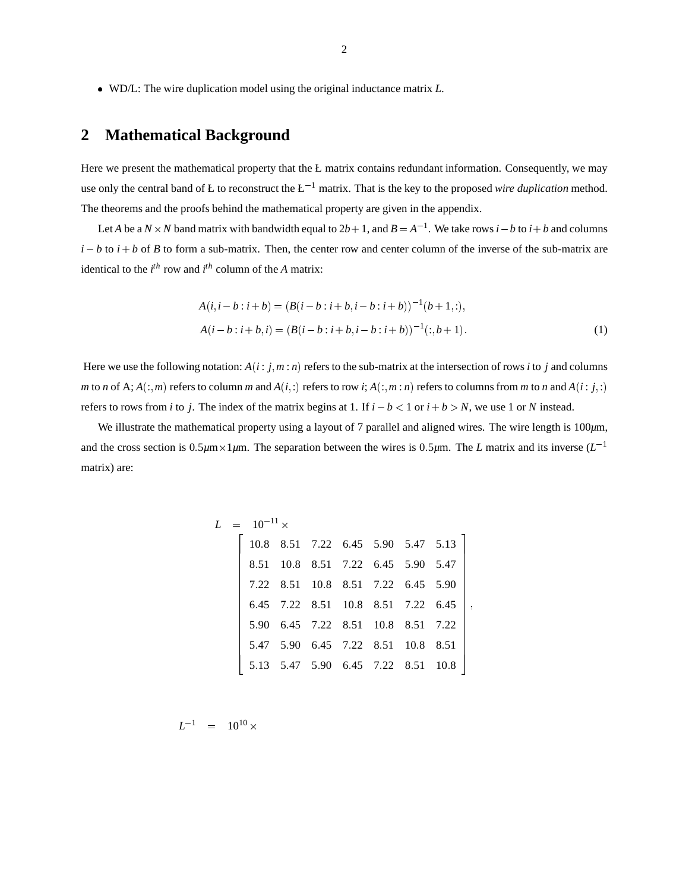- WD/L: The wire duplication model using the original inductance matrix $L$.

## 2 Mathematical Background

Here we present the mathematical property that the Ł matrix contains redundant information. Consequently, we may use only the central band of Ł to reconstruct the $Ł^{-1}$ matrix. That is the key to the proposed *wire duplication* method. The theorems and the proofs behind the mathematical property are given in the appendix.

Let $A$ be a $N \times N$ band matrix with bandwidth equal to $2b+1$, and $B = A^{-1}$. We take rows $i-b$ to $i+b$ and columns $i-b$ to $i+b$ of $B$ to form a sub-matrix. Then, the center row and center column of the inverse of the sub-matrix are identical to the $i^{th}$ row and $i^{th}$ column of the $A$ matrix:

$$
\begin{aligned}
A(i, i-b:i+b) &= (B(i-b:i+b, i-b:i+b))^{-1}(b+1,:), \\
A(i-b:i+b, i) &= (B(i-b:i+b, i-b:i+b))^{-1}(:,b+1).
\end{aligned}
\tag{1}
$$

Here we use the following notation: $A(i:j, m:n)$ refers to the sub-matrix at the intersection of rows $i$ to $j$ and columns $m$ to $n$ of A; $A(:,m)$ refers to column $m$ and $A(i,:)$ refers to row $i$; $A(:,m:n)$ refers to columns from $m$ to $n$ and $A(i:j,:)$ refers to rows from $i$ to $j$. The index of the matrix begins at 1. If $i-b<1$ or $i+b>N$, we use 1 or $N$ instead.

We illustrate the mathematical property using a layout of 7 parallel and aligned wires. The wire length is 100$\mu$m, and the cross section is 0.5$\mu$m$\times$1$\mu$m. The separation between the wires is 0.5$\mu$m. The $L$ matrix and its inverse ($L^{-1}$ matrix) are:

$$
L = 10^{-11} \times
\begin{bmatrix}
10.8 & 8.51 & 7.22 & 6.45 & 5.90 & 5.47 & 5.13 \\
8.51 & 10.8 & 8.51 & 7.22 & 6.45 & 5.90 & 5.47 \\
7.22 & 8.51 & 10.8 & 8.51 & 7.22 & 6.45 & 5.90 \\
6.45 & 7.22 & 8.51 & 10.8 & 8.51 & 7.22 & 6.45 \\
5.90 & 6.45 & 7.22 & 8.51 & 10.8 & 8.51 & 7.22 \\
5.47 & 5.90 & 6.45 & 7.22 & 8.51 & 10.8 & 8.51 \\
5.13 & 5.47 & 5.90 & 6.45 & 7.22 & 8.51 & 10.8
\end{bmatrix},
$$

$$
L^{-1} = 10^{10} \times
$$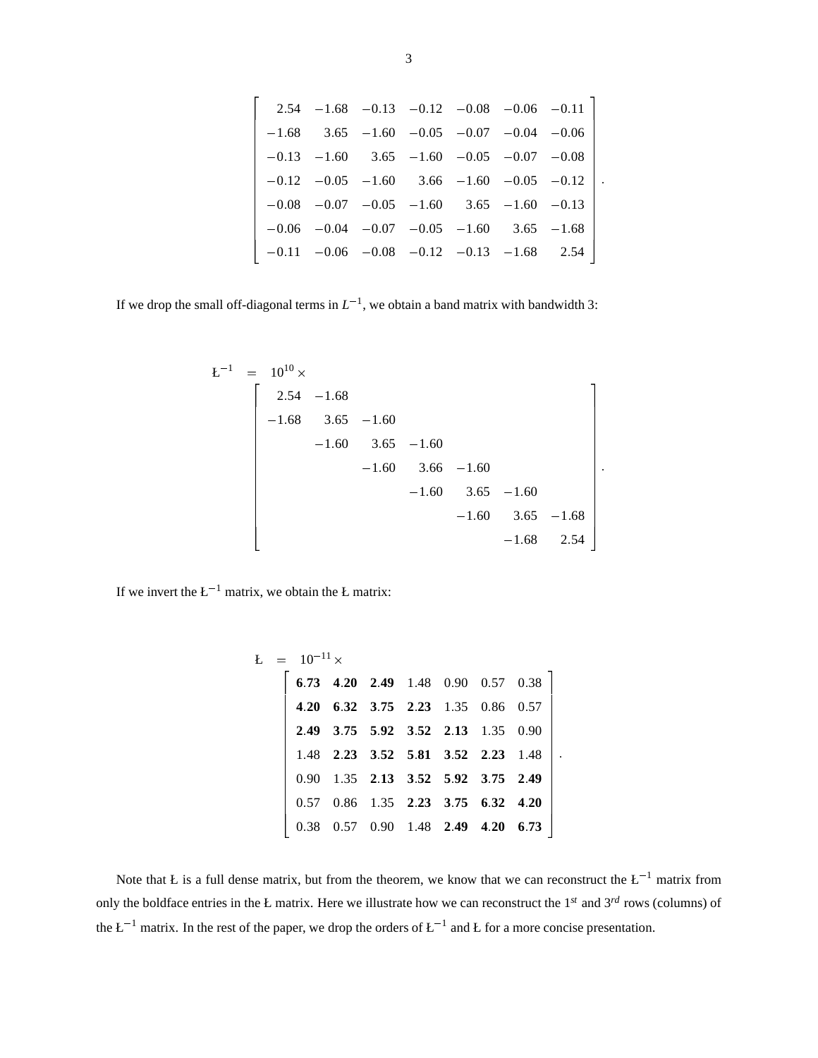$$
\begin{bmatrix}
2.54 & -1.68 & -0.13 & -0.12 & -0.08 & -0.06 & -0.11 \\
-1.68 & 3.65 & -1.60 & -0.05 & -0.07 & -0.04 & -0.06 \\
-0.13 & -1.60 & 3.65 & -1.60 & -0.05 & -0.07 & -0.08 \\
-0.12 & -0.05 & -1.60 & 3.66 & -1.60 & -0.05 & -0.12 \\
-0.08 & -0.07 & -0.05 & -1.60 & 3.65 & -1.60 & -0.13 \\
-0.06 & -0.04 & -0.07 & -0.05 & -1.60 & 3.65 & -1.68 \\
-0.11 & -0.06 & -0.08 & -0.12 & -0.13 & -1.68 & 2.54
\end{bmatrix}.
$$

If we drop the small off-diagonal terms in $L^{-1}$, we obtain a band matrix with bandwidth 3:

$$
Ł^{-1} = 10^{10} \times
\begin{bmatrix}
2.54 & -1.68 & & & & & \\
-1.68 & 3.65 & -1.60 & & & & \\
 & -1.60 & 3.65 & -1.60 & & & \\
 & & -1.60 & 3.66 & -1.60 & & \\
 & & & -1.60 & 3.65 & -1.60 & \\
 & & & & -1.60 & 3.65 & -1.68 \\
 & & & & & -1.68 & 2.54
\end{bmatrix}.
$$

If we invert the $Ł^{-1}$ matrix, we obtain the Ł matrix:

$$
Ł = 10^{-11} \times
\begin{bmatrix}
\mathbf{6.73} & \mathbf{4.20} & \mathbf{2.49} & 1.48 & 0.90 & 0.57 & 0.38 \\
\mathbf{4.20} & \mathbf{6.32} & \mathbf{3.75} & \mathbf{2.23} & 1.35 & 0.86 & 0.57 \\
\mathbf{2.49} & \mathbf{3.75} & \mathbf{5.92} & \mathbf{3.52} & \mathbf{2.13} & 1.35 & 0.90 \\
1.48 & \mathbf{2.23} & \mathbf{3.52} & \mathbf{5.81} & \mathbf{3.52} & \mathbf{2.23} & 1.48 \\
0.90 & 1.35 & \mathbf{2.13} & \mathbf{3.52} & \mathbf{5.92} & \mathbf{3.75} & \mathbf{2.49} \\
0.57 & 0.86 & 1.35 & \mathbf{2.23} & \mathbf{3.75} & \mathbf{6.32} & \mathbf{4.20} \\
0.38 & 0.57 & 0.90 & 1.48 & \mathbf{2.49} & \mathbf{4.20} & \mathbf{6.73}
\end{bmatrix}.
$$

Note that Ł is a full dense matrix, but from the theorem, we know that we can reconstruct the $Ł^{-1}$ matrix from only the boldface entries in the Ł matrix. Here we illustrate how we can reconstruct the $1^{st}$ and $3^{rd}$ rows (columns) of the $Ł^{-1}$ matrix. In the rest of the paper, we drop the orders of $Ł^{-1}$ and Ł for a more concise presentation.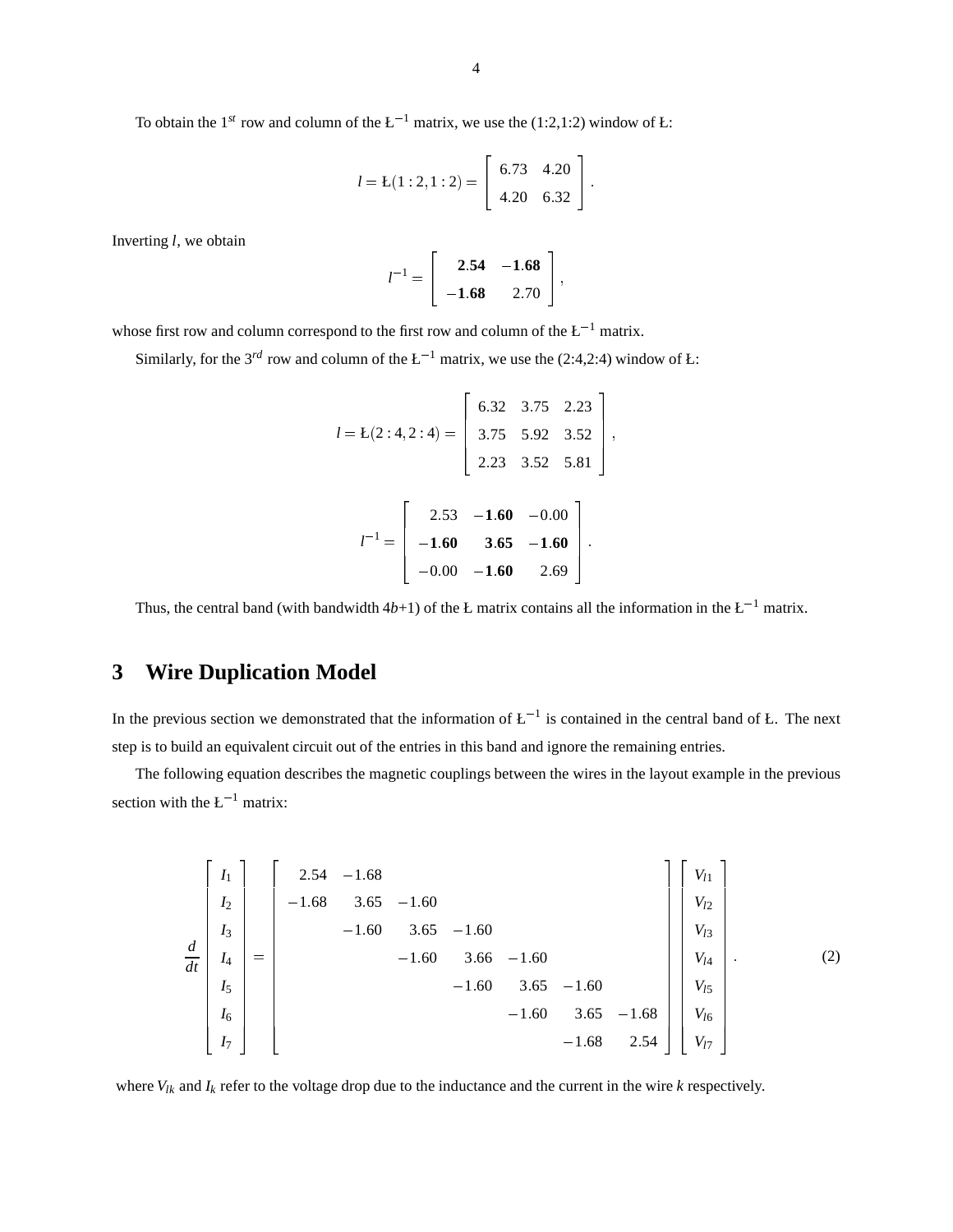To obtain the $1^{st}$ row and column of the $Ł^{-1}$ matrix, we use the (1:2,1:2) window of Ł:

$$l = Ł(1:2,1:2) = \begin{bmatrix} 6.73 & 4.20 \\ 4.20 & 6.32 \end{bmatrix}.$$

Inverting $l$, we obtain

$$l^{-1} = \begin{bmatrix} \mathbf{2.54} & \mathbf{-1.68} \\ \mathbf{-1.68} & 2.70 \end{bmatrix},$$

whose first row and column correspond to the first row and column of the $Ł^{-1}$ matrix.

Similarly, for the $3^{rd}$ row and column of the $Ł^{-1}$ matrix, we use the (2:4,2:4) window of Ł:

$$l = Ł(2:4,2:4) = \begin{bmatrix} 6.32 & 3.75 & 2.23 \\ 3.75 & 5.92 & 3.52 \\ 2.23 & 3.52 & 5.81 \end{bmatrix},$$

$$l^{-1} = \begin{bmatrix} 2.53 & \mathbf{-1.60} & -0.00 \\ \mathbf{-1.60} & \mathbf{3.65} & \mathbf{-1.60} \\ -0.00 & \mathbf{-1.60} & 2.69 \end{bmatrix}.$$

Thus, the central band (with bandwidth $4b$+1) of the Ł matrix contains all the information in the $Ł^{-1}$ matrix.

## 3 Wire Duplication Model

In the previous section we demonstrated that the information of $Ł^{-1}$ is contained in the central band of Ł. The next step is to build an equivalent circuit out of the entries in this band and ignore the remaining entries.

The following equation describes the magnetic couplings between the wires in the layout example in the previous section with the $Ł^{-1}$ matrix:

$$\frac{d}{dt}\begin{bmatrix} I_1 \\ I_2 \\ I_3 \\ I_4 \\ I_5 \\ I_6 \\ I_7 \end{bmatrix} = \begin{bmatrix} 2.54 & -1.68 & & & & & \\ -1.68 & 3.65 & -1.60 & & & & \\ & -1.60 & 3.65 & -1.60 & & & \\ & & -1.60 & 3.66 & -1.60 & & \\ & & & -1.60 & 3.65 & -1.60 & \\ & & & & -1.60 & 3.65 & -1.68 \\ & & & & & -1.68 & 2.54 \end{bmatrix} \begin{bmatrix} V_{l1} \\ V_{l2} \\ V_{l3} \\ V_{l4} \\ V_{l5} \\ V_{l6} \\ V_{l7} \end{bmatrix}. \tag{2}$$

where $V_{lk}$ and $I_k$ refer to the voltage drop due to the inductance and the current in the wire $k$ respectively.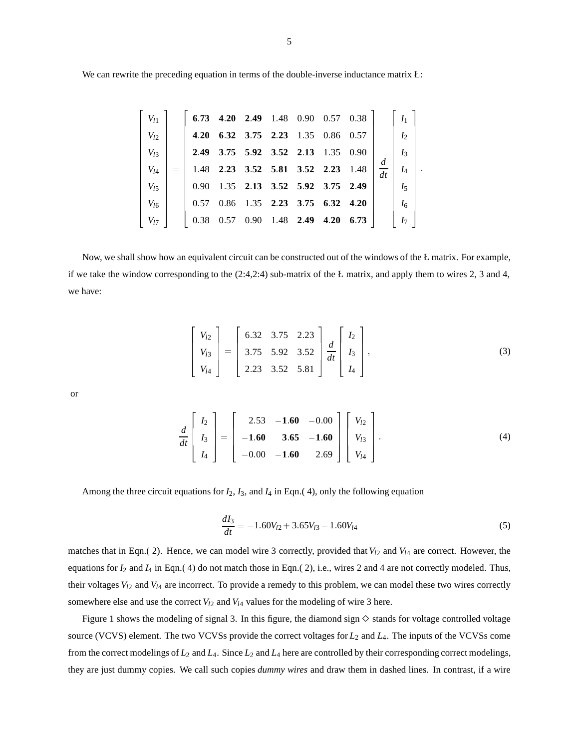We can rewrite the preceding equation in terms of the double-inverse inductance matrix Ł:

$$
\begin{bmatrix} V_{l1} \\ V_{l2} \\ V_{l3} \\ V_{l4} \\ V_{l5} \\ V_{l6} \\ V_{l7} \end{bmatrix} = \begin{bmatrix} \mathbf{6.73} & \mathbf{4.20} & \mathbf{2.49} & 1.48 & 0.90 & 0.57 & 0.38 \\ \mathbf{4.20} & \mathbf{6.32} & \mathbf{3.75} & \mathbf{2.23} & 1.35 & 0.86 & 0.57 \\ \mathbf{2.49} & \mathbf{3.75} & \mathbf{5.92} & \mathbf{3.52} & \mathbf{2.13} & 1.35 & 0.90 \\ 1.48 & \mathbf{2.23} & \mathbf{3.52} & \mathbf{5.81} & \mathbf{3.52} & \mathbf{2.23} & 1.48 \\ 0.90 & 1.35 & \mathbf{2.13} & \mathbf{3.52} & \mathbf{5.92} & \mathbf{3.75} & \mathbf{2.49} \\ 0.57 & 0.86 & 1.35 & \mathbf{2.23} & \mathbf{3.75} & \mathbf{6.32} & \mathbf{4.20} \\ 0.38 & 0.57 & 0.90 & 1.48 & \mathbf{2.49} & \mathbf{4.20} & \mathbf{6.73} \end{bmatrix} \frac{d}{dt} \begin{bmatrix} I_1 \\ I_2 \\ I_3 \\ I_4 \\ I_5 \\ I_6 \\ I_7 \end{bmatrix}.
$$

Now, we shall show how an equivalent circuit can be constructed out of the windows of the Ł matrix. For example, if we take the window corresponding to the (2:4,2:4) sub-matrix of the Ł matrix, and apply them to wires 2, 3 and 4, we have:

$$
\begin{bmatrix} V_{l2} \\ V_{l3} \\ V_{l4} \end{bmatrix} = \begin{bmatrix} 6.32 & 3.75 & 2.23 \\ 3.75 & 5.92 & 3.52 \\ 2.23 & 3.52 & 5.81 \end{bmatrix} \frac{d}{dt} \begin{bmatrix} I_2 \\ I_3 \\ I_4 \end{bmatrix}, \tag{3}
$$

or

$$
\frac{d}{dt} \begin{bmatrix} I_2 \\ I_3 \\ I_4 \end{bmatrix} = \begin{bmatrix} 2.53 & \mathbf{-1.60} & -0.00 \\ \mathbf{-1.60} & \mathbf{3.65} & \mathbf{-1.60} \\ -0.00 & \mathbf{-1.60} & 2.69 \end{bmatrix} \begin{bmatrix} V_{l2} \\ V_{l3} \\ V_{l4} \end{bmatrix}. \tag{4}
$$

Among the three circuit equations for $I_2$, $I_3$, and $I_4$ in Eqn.( 4), only the following equation

$$
\frac{dI_3}{dt} = -1.60V_{l2} + 3.65V_{l3} - 1.60V_{l4} \tag{5}
$$

matches that in Eqn.( 2). Hence, we can model wire 3 correctly, provided that $V_{l2}$ and $V_{l4}$ are correct. However, the equations for $I_2$ and $I_4$ in Eqn.( 4) do not match those in Eqn.( 2), i.e., wires 2 and 4 are not correctly modeled. Thus, their voltages $V_{l2}$ and $V_{l4}$ are incorrect. To provide a remedy to this problem, we can model these two wires correctly somewhere else and use the correct $V_{l2}$ and $V_{l4}$ values for the modeling of wire 3 here.

Figure 1 shows the modeling of signal 3. In this figure, the diamond sign $\diamond$ stands for voltage controlled voltage source (VCVS) element. The two VCVSs provide the correct voltages for $L_2$ and $L_4$. The inputs of the VCVSs come from the correct modelings of $L_2$ and $L_4$. Since $L_2$ and $L_4$ here are controlled by their corresponding correct modelings, they are just dummy copies. We call such copies *dummy wires* and draw them in dashed lines. In contrast, if a wire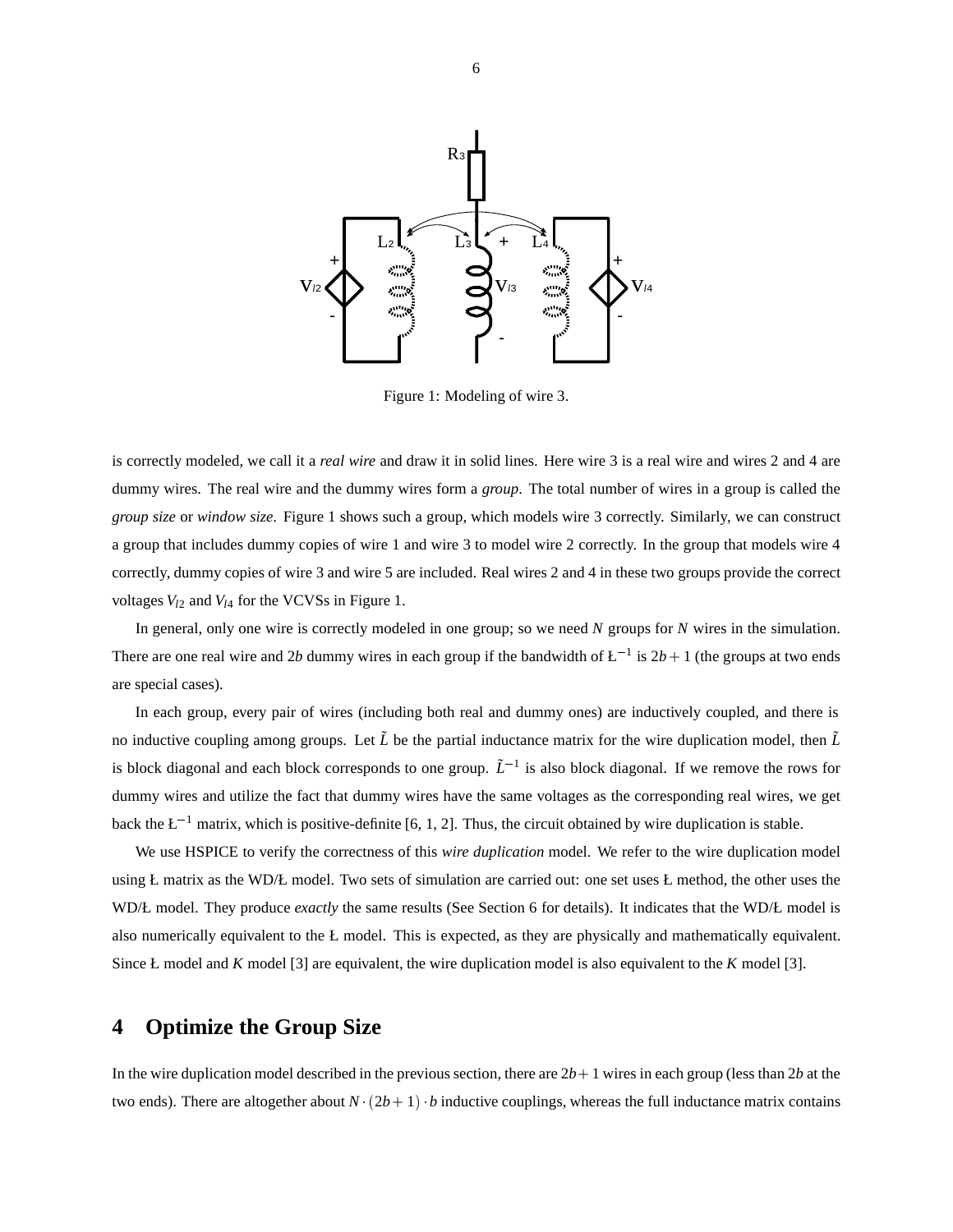Figure 1: Modeling of wire 3.

is correctly modeled, we call it a *real wire* and draw it in solid lines. Here wire 3 is a real wire and wires 2 and 4 are dummy wires. The real wire and the dummy wires form a *group*. The total number of wires in a group is called the *group size* or *window size*. Figure 1 shows such a group, which models wire 3 correctly. Similarly, we can construct a group that includes dummy copies of wire 1 and wire 3 to model wire 2 correctly. In the group that models wire 4 correctly, dummy copies of wire 3 and wire 5 are included. Real wires 2 and 4 in these two groups provide the correct voltages $V_{l2}$ and $V_{l4}$ for the VCVSs in Figure 1.

In general, only one wire is correctly modeled in one group; so we need $N$ groups for $N$ wires in the simulation. There are one real wire and $2b$ dummy wires in each group if the bandwidth of Ł$^{-1}$ is $2b+1$ (the groups at two ends are special cases).

In each group, every pair of wires (including both real and dummy ones) are inductively coupled, and there is no inductive coupling among groups. Let $\tilde{L}$ be the partial inductance matrix for the wire duplication model, then $\tilde{L}$ is block diagonal and each block corresponds to one group. $\tilde{L}^{-1}$ is also block diagonal. If we remove the rows for dummy wires and utilize the fact that dummy wires have the same voltages as the corresponding real wires, we get back the Ł$^{-1}$ matrix, which is positive-definite [6, 1, 2]. Thus, the circuit obtained by wire duplication is stable.

We use HSPICE to verify the correctness of this *wire duplication* model. We refer to the wire duplication model using Ł matrix as the WD/Ł model. Two sets of simulation are carried out: one set uses Ł method, the other uses the WD/Ł model. They produce *exactly* the same results (See Section 6 for details). It indicates that the WD/Ł model is also numerically equivalent to the Ł model. This is expected, as they are physically and mathematically equivalent. Since Ł model and $K$ model [3] are equivalent, the wire duplication model is also equivalent to the $K$ model [3].

## 4 Optimize the Group Size

In the wire duplication model described in the previous section, there are $2b+1$ wires in each group (less than $2b$ at the two ends). There are altogether about $N\cdot(2b+1)\cdot b$ inductive couplings, whereas the full inductance matrix contains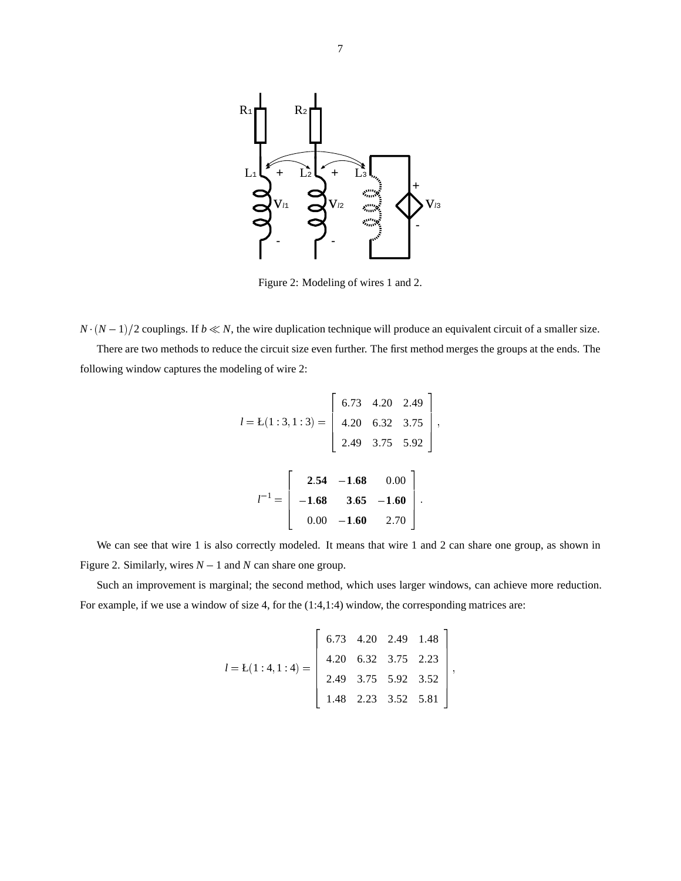Figure 2: Modeling of wires 1 and 2.

$N \cdot (N-1)/2$ couplings. If $b \ll N$, the wire duplication technique will produce an equivalent circuit of a smaller size.

There are two methods to reduce the circuit size even further. The first method merges the groups at the ends. The following window captures the modeling of wire 2:

$$l = \text{Ł}(1:3, 1:3) = \begin{bmatrix} 6.73 & 4.20 & 2.49 \\ 4.20 & 6.32 & 3.75 \\ 2.49 & 3.75 & 5.92 \end{bmatrix},$$

$$l^{-1} = \begin{bmatrix} \mathbf{2.54} & \mathbf{-1.68} & 0.00 \\ \mathbf{-1.68} & \mathbf{3.65} & \mathbf{-1.60} \\ 0.00 & \mathbf{-1.60} & 2.70 \end{bmatrix}.$$

We can see that wire 1 is also correctly modeled. It means that wire 1 and 2 can share one group, as shown in Figure 2. Similarly, wires $N-1$ and $N$ can share one group.

Such an improvement is marginal; the second method, which uses larger windows, can achieve more reduction. For example, if we use a window of size 4, for the (1:4,1:4) window, the corresponding matrices are:

$$l = \text{Ł}(1:4, 1:4) = \begin{bmatrix} 6.73 & 4.20 & 2.49 & 1.48 \\ 4.20 & 6.32 & 3.75 & 2.23 \\ 2.49 & 3.75 & 5.92 & 3.52 \\ 1.48 & 2.23 & 3.52 & 5.81 \end{bmatrix},$$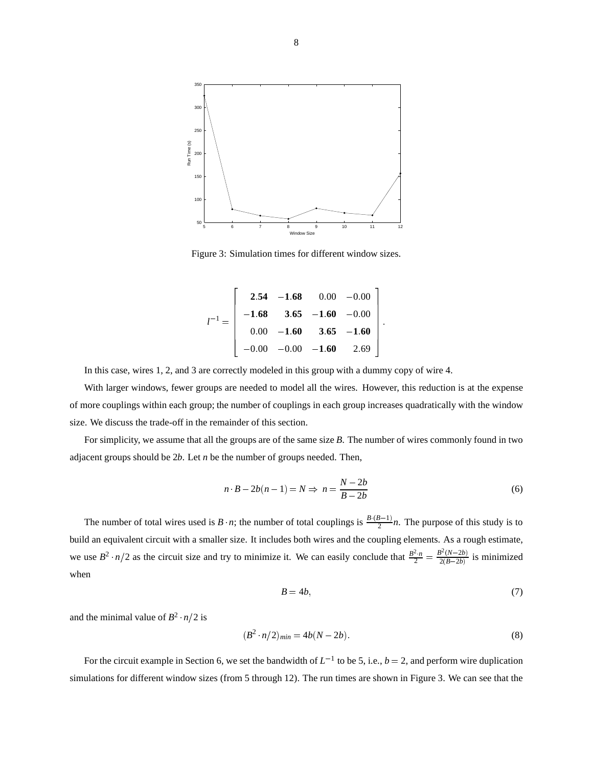Figure 3: Simulation times for different window sizes.

$$
l^{-1} = \begin{bmatrix} \mathbf{2.54} & \mathbf{-1.68} & 0.00 & -0.00 \\ \mathbf{-1.68} & \mathbf{3.65} & \mathbf{-1.60} & -0.00 \\ 0.00 & \mathbf{-1.60} & \mathbf{3.65} & \mathbf{-1.60} \\ -0.00 & -0.00 & \mathbf{-1.60} & 2.69 \end{bmatrix}.
$$

In this case, wires 1, 2, and 3 are correctly modeled in this group with a dummy copy of wire 4.

With larger windows, fewer groups are needed to model all the wires. However, this reduction is at the expense of more couplings within each group; the number of couplings in each group increases quadratically with the window size. We discuss the trade-off in the remainder of this section.

For simplicity, we assume that all the groups are of the same size $B$. The number of wires commonly found in two adjacent groups should be $2b$. Let $n$ be the number of groups needed. Then,

$$
n \cdot B - 2b(n-1) = N \Rightarrow \; n = \frac{N-2b}{B-2b} \tag{6}
$$

The number of total wires used is $B \cdot n$; the number of total couplings is $\frac{B \cdot (B-1)}{2} n$. The purpose of this study is to build an equivalent circuit with a smaller size. It includes both wires and the coupling elements. As a rough estimate, we use $B^2 \cdot n/2$ as the circuit size and try to minimize it. We can easily conclude that $\frac{B^2 \cdot n}{2} = \frac{B^2(N-2b)}{2(B-2b)}$ is minimized when

$$
B = 4b, \tag{7}
$$

and the minimal value of $B^2 \cdot n/2$ is

$$
(B^2 \cdot n/2)_{min} = 4b(N-2b). \tag{8}
$$

For the circuit example in Section 6, we set the bandwidth of $L^{-1}$ to be 5, i.e., $b = 2$, and perform wire duplication simulations for different window sizes (from 5 through 12). The run times are shown in Figure 3. We can see that the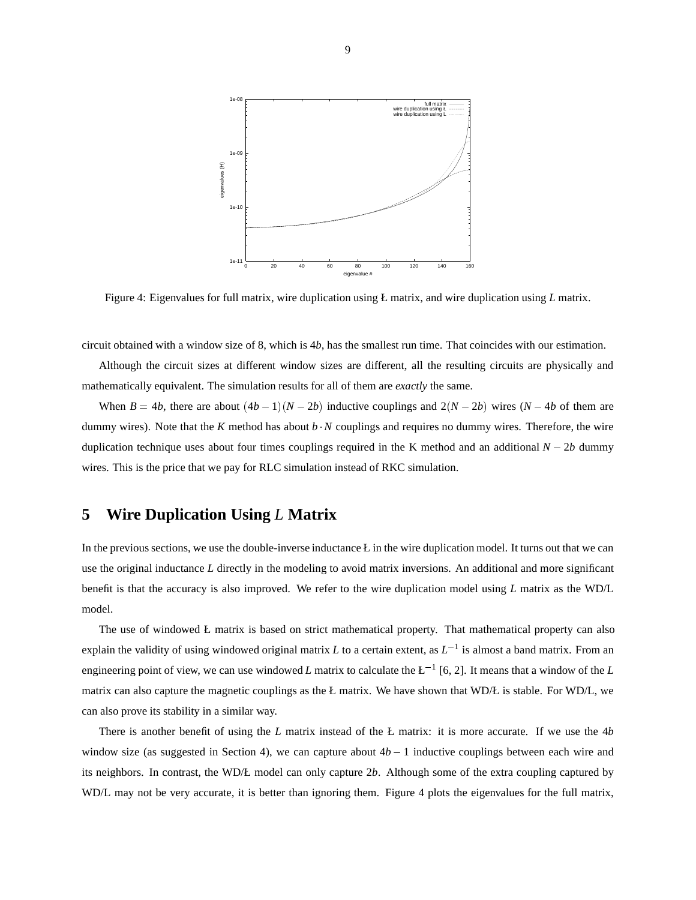Figure 4: Eigenvalues for full matrix, wire duplication using Ł matrix, and wire duplication using $L$ matrix.

circuit obtained with a window size of 8, which is $4b$, has the smallest run time. That coincides with our estimation.

Although the circuit sizes at different window sizes are different, all the resulting circuits are physically and mathematically equivalent. The simulation results for all of them are *exactly* the same.

When $B = 4b$, there are about $(4b-1)(N-2b)$ inductive couplings and $2(N-2b)$ wires ($N-4b$ of them are dummy wires). Note that the $K$ method has about $b \cdot N$ couplings and requires no dummy wires. Therefore, the wire duplication technique uses about four times couplings required in the K method and an additional $N-2b$ dummy wires. This is the price that we pay for RLC simulation instead of RKC simulation.

## 5 Wire Duplication Using $L$ Matrix

In the previous sections, we use the double-inverse inductance Ł in the wire duplication model. It turns out that we can use the original inductance $L$ directly in the modeling to avoid matrix inversions. An additional and more significant benefit is that the accuracy is also improved. We refer to the wire duplication model using $L$ matrix as the WD/L model.

The use of windowed Ł matrix is based on strict mathematical property. That mathematical property can also explain the validity of using windowed original matrix $L$ to a certain extent, as $L^{-1}$ is almost a band matrix. From an engineering point of view, we can use windowed $L$ matrix to calculate the Ł$^{-1}$ [6, 2]. It means that a window of the $L$ matrix can also capture the magnetic couplings as the Ł matrix. We have shown that WD/Ł is stable. For WD/L, we can also prove its stability in a similar way.

There is another benefit of using the $L$ matrix instead of the Ł matrix: it is more accurate. If we use the $4b$ window size (as suggested in Section 4), we can capture about $4b-1$ inductive couplings between each wire and its neighbors. In contrast, the WD/Ł model can only capture $2b$. Although some of the extra coupling captured by WD/L may not be very accurate, it is better than ignoring them. Figure 4 plots the eigenvalues for the full matrix,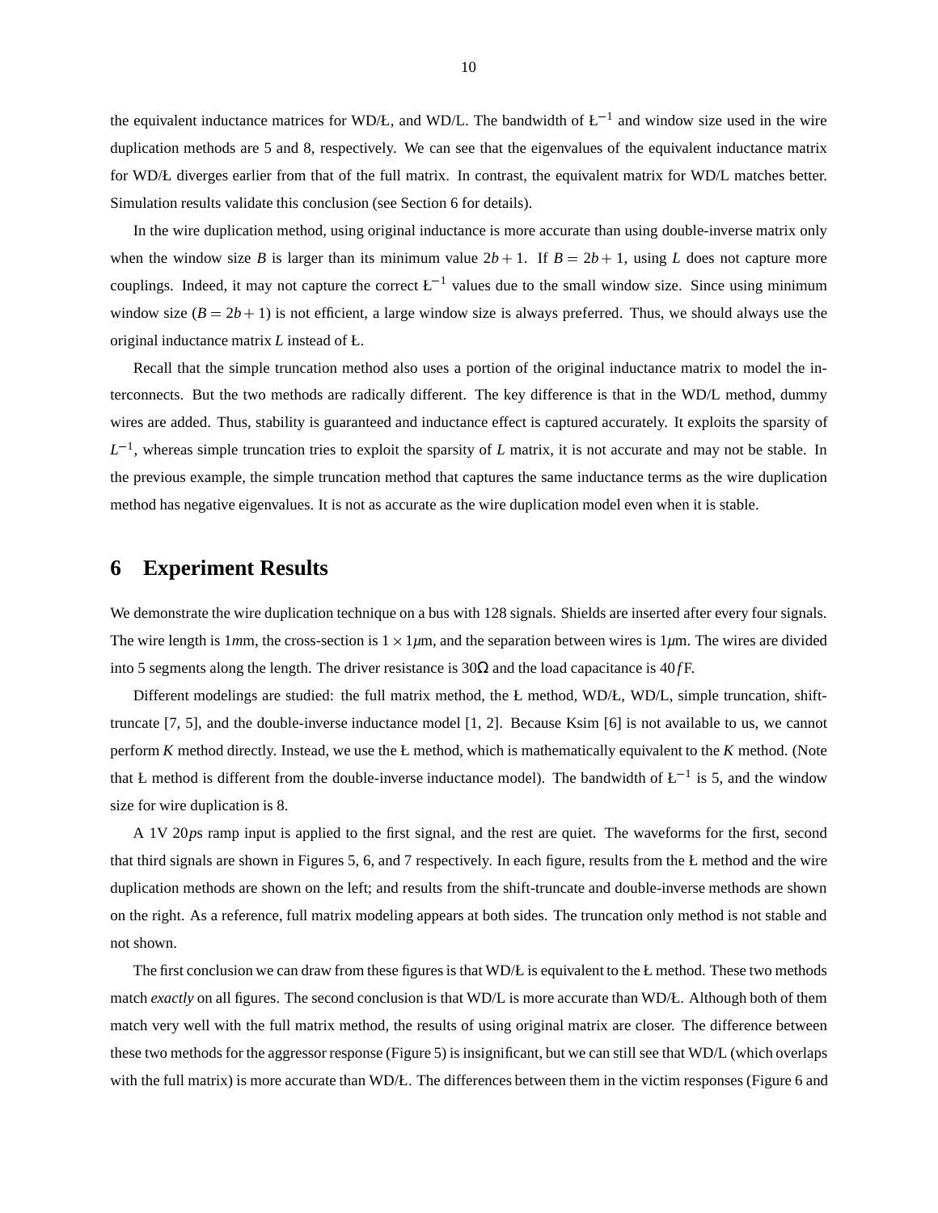the equivalent inductance matrices for WD/Ł, and WD/L. The bandwidth of $Ł^{-1}$ and window size used in the wire duplication methods are 5 and 8, respectively. We can see that the eigenvalues of the equivalent inductance matrix for WD/Ł diverges earlier from that of the full matrix. In contrast, the equivalent matrix for WD/L matches better. Simulation results validate this conclusion (see Section 6 for details).

In the wire duplication method, using original inductance is more accurate than using double-inverse matrix only when the window size $B$ is larger than its minimum value $2b+1$. If $B = 2b+1$, using $L$ does not capture more couplings. Indeed, it may not capture the correct $Ł^{-1}$ values due to the small window size. Since using minimum window size ($B = 2b+1$) is not efficient, a large window size is always preferred. Thus, we should always use the original inductance matrix $L$ instead of Ł.

Recall that the simple truncation method also uses a portion of the original inductance matrix to model the interconnects. But the two methods are radically different. The key difference is that in the WD/L method, dummy wires are added. Thus, stability is guaranteed and inductance effect is captured accurately. It exploits the sparsity of $L^{-1}$, whereas simple truncation tries to exploit the sparsity of $L$ matrix, it is not accurate and may not be stable. In the previous example, the simple truncation method that captures the same inductance terms as the wire duplication method has negative eigenvalues. It is not as accurate as the wire duplication model even when it is stable.

## 6 Experiment Results

We demonstrate the wire duplication technique on a bus with 128 signals. Shields are inserted after every four signals. The wire length is $1mm$, the cross-section is $1 \times 1\mu$m, and the separation between wires is $1\mu$m. The wires are divided into 5 segments along the length. The driver resistance is $30\Omega$ and the load capacitance is $40fF$.

Different modelings are studied: the full matrix method, the Ł method, WD/Ł, WD/L, simple truncation, shift-truncate [7, 5], and the double-inverse inductance model [1, 2]. Because Ksim [6] is not available to us, we cannot perform $K$ method directly. Instead, we use the Ł method, which is mathematically equivalent to the $K$ method. (Note that Ł method is different from the double-inverse inductance model). The bandwidth of $Ł^{-1}$ is 5, and the window size for wire duplication is 8.

A 1V $20ps$ ramp input is applied to the first signal, and the rest are quiet. The waveforms for the first, second that third signals are shown in Figures 5, 6, and 7 respectively. In each figure, results from the Ł method and the wire duplication methods are shown on the left; and results from the shift-truncate and double-inverse methods are shown on the right. As a reference, full matrix modeling appears at both sides. The truncation only method is not stable and not shown.

The first conclusion we can draw from these figures is that WD/Ł is equivalent to the Ł method. These two methods match *exactly* on all figures. The second conclusion is that WD/L is more accurate than WD/Ł. Although both of them match very well with the full matrix method, the results of using original matrix are closer. The difference between these two methods for the aggressor response (Figure 5) is insignificant, but we can still see that WD/L (which overlaps with the full matrix) is more accurate than WD/Ł. The differences between them in the victim responses (Figure 6 and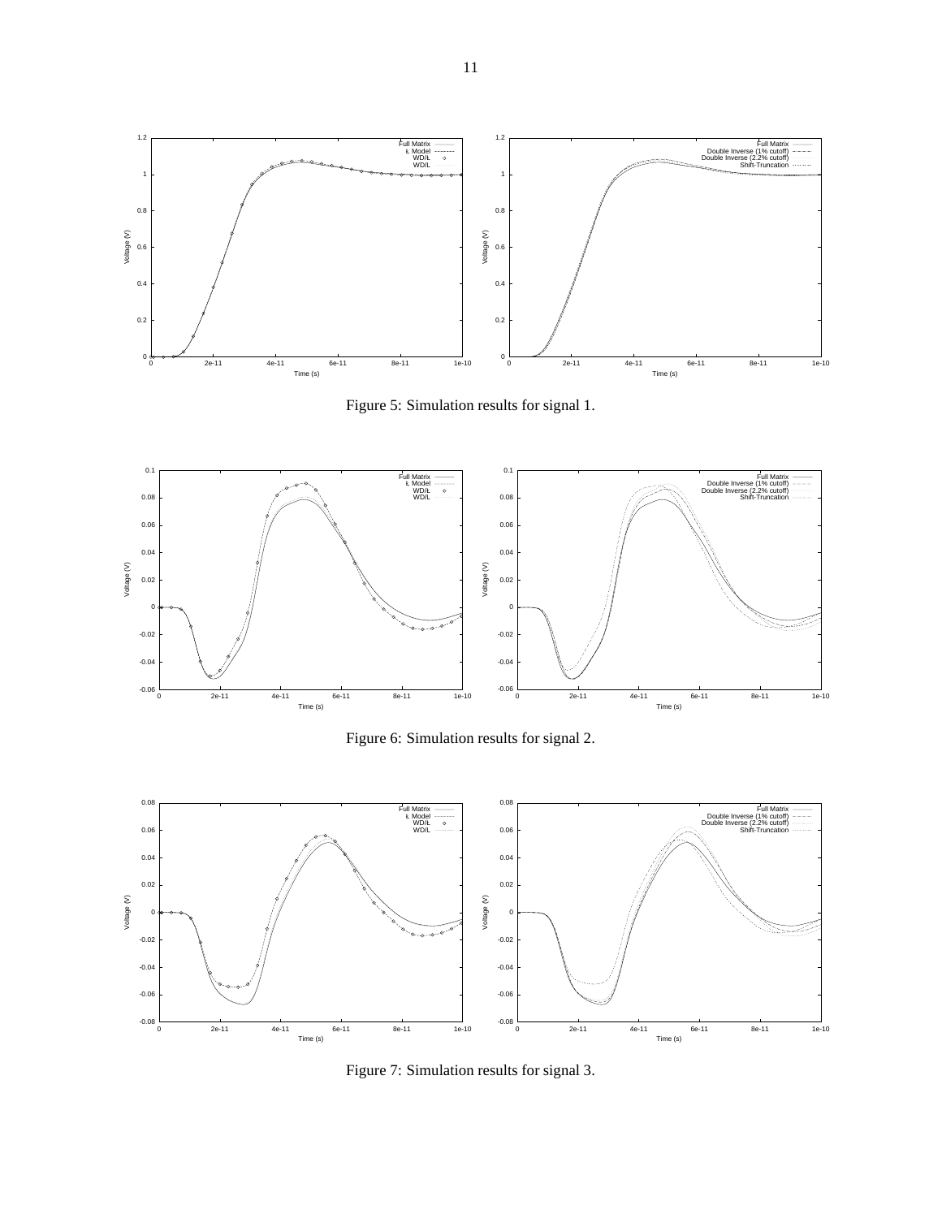Figure 5: Simulation results for signal 1.

Figure 6: Simulation results for signal 2.

Figure 7: Simulation results for signal 3.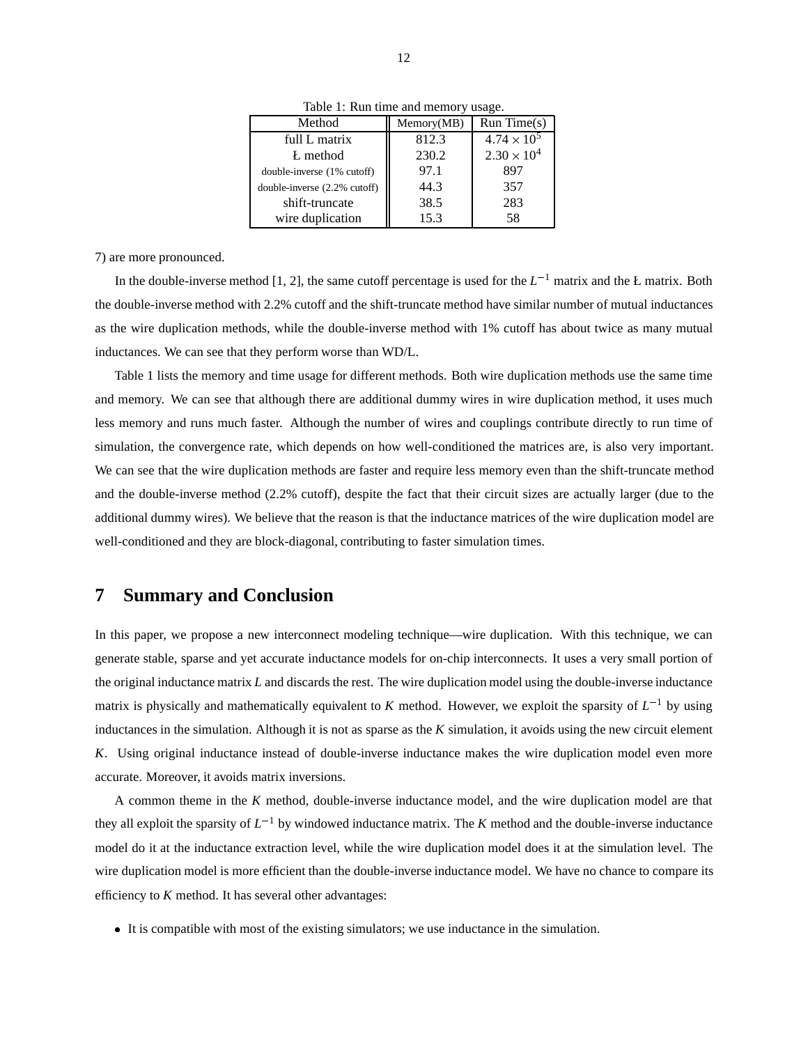Table 1: Run time and memory usage.

| Method | Memory(MB) | Run Time(s) |
|---|---|---|
| full L matrix | 812.3 | $4.74 \times 10^5$ |
| Ł method | 230.2 | $2.30 \times 10^4$ |
| double-inverse (1% cutoff) | 97.1 | 897 |
| double-inverse (2.2% cutoff) | 44.3 | 357 |
| shift-truncate | 38.5 | 283 |
| wire duplication | 15.3 | 58 |

7) are more pronounced.

In the double-inverse method [1, 2], the same cutoff percentage is used for the $L^{-1}$ matrix and the Ł matrix. Both the double-inverse method with 2.2% cutoff and the shift-truncate method have similar number of mutual inductances as the wire duplication methods, while the double-inverse method with 1% cutoff has about twice as many mutual inductances. We can see that they perform worse than WD/L.

Table 1 lists the memory and time usage for different methods. Both wire duplication methods use the same time and memory. We can see that although there are additional dummy wires in wire duplication method, it uses much less memory and runs much faster. Although the number of wires and couplings contribute directly to run time of simulation, the convergence rate, which depends on how well-conditioned the matrices are, is also very important. We can see that the wire duplication methods are faster and require less memory even than the shift-truncate method and the double-inverse method (2.2% cutoff), despite the fact that their circuit sizes are actually larger (due to the additional dummy wires). We believe that the reason is that the inductance matrices of the wire duplication model are well-conditioned and they are block-diagonal, contributing to faster simulation times.

## 7 Summary and Conclusion

In this paper, we propose a new interconnect modeling technique—wire duplication. With this technique, we can generate stable, sparse and yet accurate inductance models for on-chip interconnects. It uses a very small portion of the original inductance matrix $L$ and discards the rest. The wire duplication model using the double-inverse inductance matrix is physically and mathematically equivalent to $K$ method. However, we exploit the sparsity of $L^{-1}$ by using inductances in the simulation. Although it is not as sparse as the $K$ simulation, it avoids using the new circuit element $K$. Using original inductance instead of double-inverse inductance makes the wire duplication model even more accurate. Moreover, it avoids matrix inversions.

A common theme in the $K$ method, double-inverse inductance model, and the wire duplication model are that they all exploit the sparsity of $L^{-1}$ by windowed inductance matrix. The $K$ method and the double-inverse inductance model do it at the inductance extraction level, while the wire duplication model does it at the simulation level. The wire duplication model is more efficient than the double-inverse inductance model. We have no chance to compare its efficiency to $K$ method. It has several other advantages:

- It is compatible with most of the existing simulators; we use inductance in the simulation.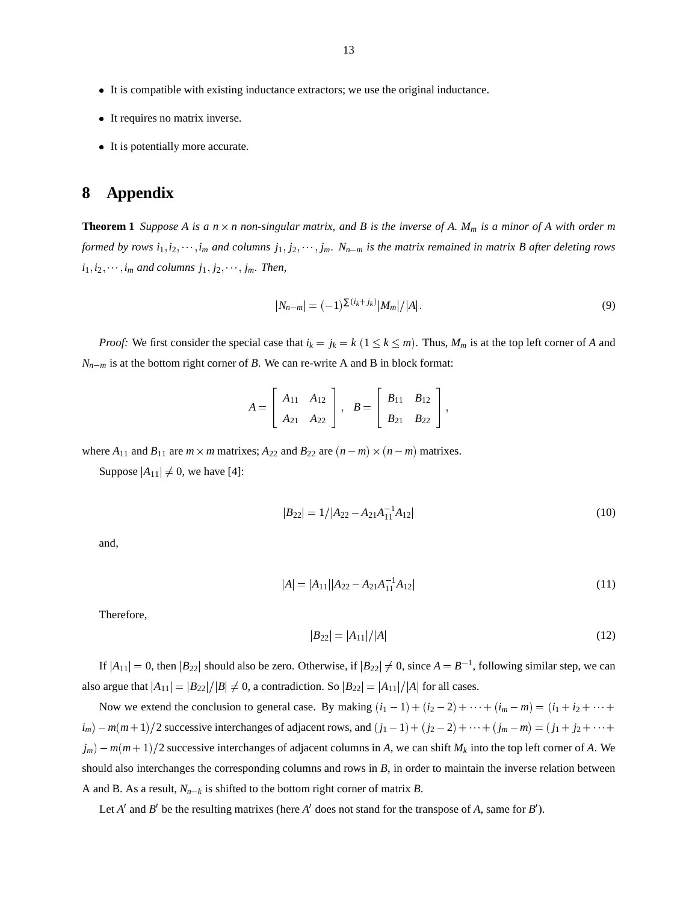- It is compatible with existing inductance extractors; we use the original inductance.
- It requires no matrix inverse.
- It is potentially more accurate.

# 8 Appendix

**Theorem 1** *Suppose A is a $n \times n$ non-singular matrix, and B is the inverse of A. $M_m$ is a minor of A with order m formed by rows $i_1, i_2, \cdots, i_m$ and columns $j_1, j_2, \cdots, j_m$. $N_{n-m}$ is the matrix remained in matrix B after deleting rows $i_1, i_2, \cdots, i_m$ and columns $j_1, j_2, \cdots, j_m$. Then,*

$$|N_{n-m}| = (-1)^{\sum(i_k + j_k)} |M_m| / |A|. \tag{9}$$

*Proof:* We first consider the special case that $i_k = j_k = k$ $(1 \leq k \leq m)$. Thus, $M_m$ is at the top left corner of $A$ and $N_{n-m}$ is at the bottom right corner of $B$. We can re-write A and B in block format:

$$A = \begin{bmatrix} A_{11} & A_{12} \\ A_{21} & A_{22} \end{bmatrix}, \quad B = \begin{bmatrix} B_{11} & B_{12} \\ B_{21} & B_{22} \end{bmatrix},$$

where $A_{11}$ and $B_{11}$ are $m \times m$ matrixes; $A_{22}$ and $B_{22}$ are $(n-m) \times (n-m)$ matrixes.

Suppose $|A_{11}| \neq 0$, we have [4]:

$$|B_{22}| = 1 / |A_{22} - A_{21} A_{11}^{-1} A_{12}| \tag{10}$$

and,

$$|A| = |A_{11}| |A_{22} - A_{21} A_{11}^{-1} A_{12}| \tag{11}$$

Therefore,

$$|B_{22}| = |A_{11}| / |A| \tag{12}$$

If $|A_{11}| = 0$, then $|B_{22}|$ should also be zero. Otherwise, if $|B_{22}| \neq 0$, since $A = B^{-1}$, following similar step, we can also argue that $|A_{11}| = |B_{22}| / |B| \neq 0$, a contradiction. So $|B_{22}| = |A_{11}| / |A|$ for all cases.

Now we extend the conclusion to general case. By making $(i_1 - 1) + (i_2 - 2) + \cdots + (i_m - m) = (i_1 + i_2 + \cdots + i_m) - m(m+1)/2$ successive interchanges of adjacent rows, and $(j_1 - 1) + (j_2 - 2) + \cdots + (j_m - m) = (j_1 + j_2 + \cdots + j_m) - m(m+1)/2$ successive interchanges of adjacent columns in $A$, we can shift $M_k$ into the top left corner of $A$. We should also interchanges the corresponding columns and rows in $B$, in order to maintain the inverse relation between A and B. As a result, $N_{n-k}$ is shifted to the bottom right corner of matrix $B$.

Let $A'$ and $B'$ be the resulting matrixes (here $A'$ does not stand for the transpose of $A$, same for $B'$).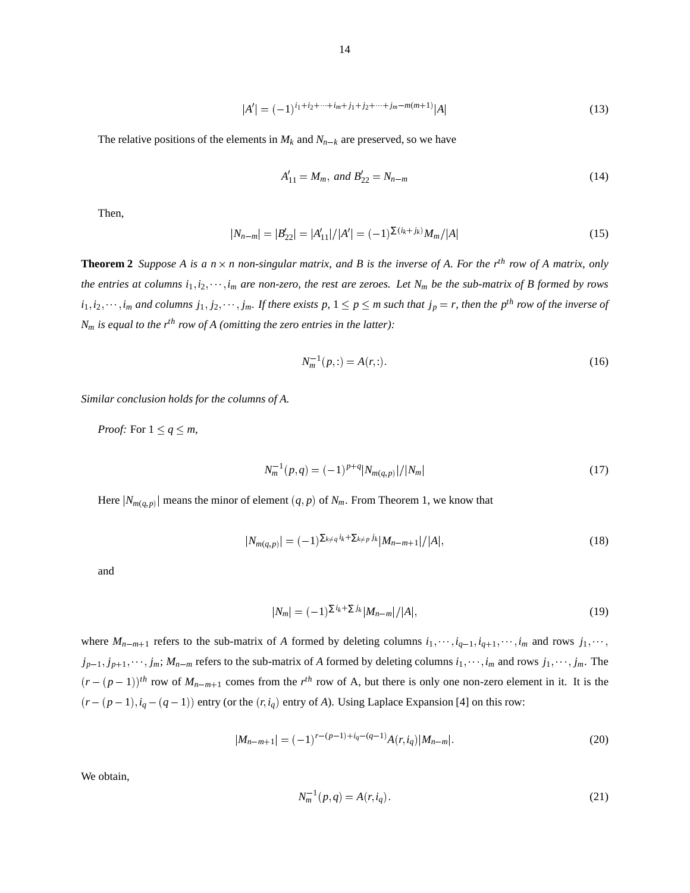$$|A'| = (-1)^{i_1+i_2+\cdots+i_m+j_1+j_2+\cdots+j_m-m(m+1)}|A| \tag{13}$$

The relative positions of the elements in $M_k$ and $N_{n-k}$ are preserved, so we have

$$A'_{11} = M_m, \text{ and } B'_{22} = N_{n-m} \tag{14}$$

Then,

$$|N_{n-m}| = |B'_{22}| = |A'_{11}|/|A'| = (-1)^{\Sigma(i_k+j_k)}M_m/|A| \tag{15}$$

**Theorem 2** *Suppose A is a $n \times n$ non-singular matrix, and B is the inverse of A. For the $r^{th}$ row of A matrix, only the entries at columns $i_1, i_2, \cdots, i_m$ are non-zero, the rest are zeroes. Let $N_m$ be the sub-matrix of B formed by rows $i_1, i_2, \cdots, i_m$ and columns $j_1, j_2, \cdots, j_m$. If there exists p, $1 \leq p \leq m$ such that $j_p = r$, then the $p^{th}$ row of the inverse of $N_m$ is equal to the $r^{th}$ row of A (omitting the zero entries in the latter):*

$$N_m^{-1}(p,:) = A(r,:). \tag{16}$$

*Similar conclusion holds for the columns of A.*

*Proof:* For $1 \leq q \leq m$,

$$N_m^{-1}(p,q) = (-1)^{p+q}|N_{m(q,p)}|/|N_m| \tag{17}$$

Here $|N_{m(q,p)}|$ means the minor of element $(q,p)$ of $N_m$. From Theorem 1, we know that

$$|N_{m(q,p)}| = (-1)^{\Sigma_{k\neq q} i_k + \Sigma_{k\neq p} j_k}|M_{n-m+1}|/|A|, \tag{18}$$

and

$$|N_m| = (-1)^{\Sigma i_k + \Sigma j_k}|M_{n-m}|/|A|, \tag{19}$$

where $M_{n-m+1}$ refers to the sub-matrix of $A$ formed by deleting columns $i_1, \cdots, i_{q-1}, i_{q+1}, \cdots, i_m$ and rows $j_1, \cdots, j_{p-1}, j_{p+1}, \cdots, j_m$; $M_{n-m}$ refers to the sub-matrix of $A$ formed by deleting columns $i_1, \cdots, i_m$ and rows $j_1, \cdots, j_m$. The $(r-(p-1))^{th}$ row of $M_{n-m+1}$ comes from the $r^{th}$ row of A, but there is only one non-zero element in it. It is the $(r-(p-1), i_q-(q-1))$ entry (or the $(r, i_q)$ entry of $A$). Using Laplace Expansion [4] on this row:

$$|M_{n-m+1}| = (-1)^{r-(p-1)+i_q-(q-1)}A(r,i_q)|M_{n-m}|. \tag{20}$$

We obtain,

$$N_m^{-1}(p,q) = A(r,i_q). \tag{21}$$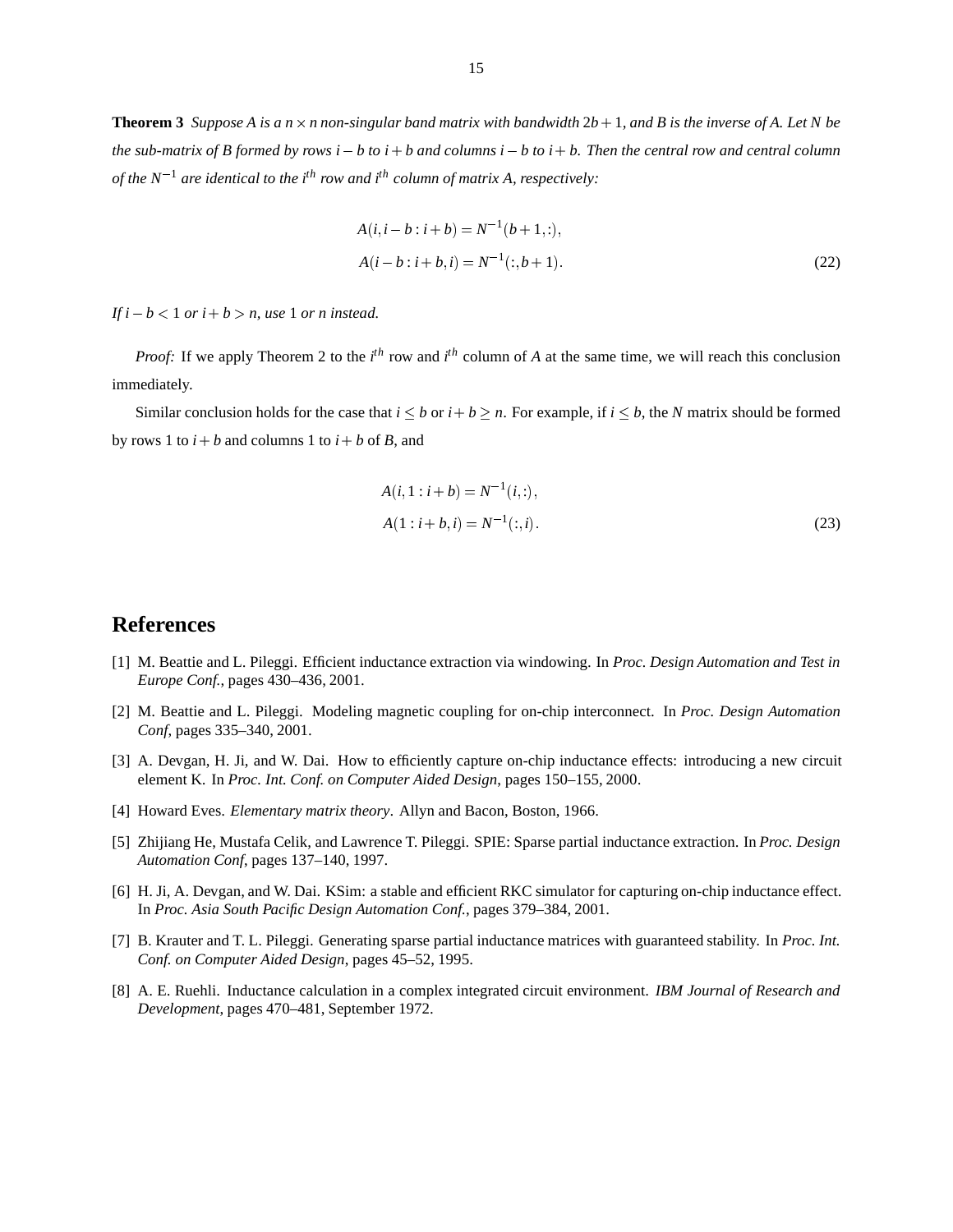**Theorem 3** *Suppose $A$ is a $n \times n$ non-singular band matrix with bandwidth $2b+1$, and $B$ is the inverse of $A$. Let $N$ be the sub-matrix of $B$ formed by rows $i-b$ to $i+b$ and columns $i-b$ to $i+b$. Then the central row and central column of the $N^{-1}$ are identical to the $i^{th}$ row and $i^{th}$ column of matrix $A$, respectively:*

$$
\begin{aligned}
A(i, i-b : i+b) &= N^{-1}(b+1, :), \\
A(i-b : i+b, i) &= N^{-1}(:, b+1).
\end{aligned} \tag{22}
$$

*If $i-b < 1$ or $i+b > n$, use $1$ or $n$ instead.*

*Proof:* If we apply Theorem 2 to the $i^{th}$ row and $i^{th}$ column of $A$ at the same time, we will reach this conclusion immediately.

Similar conclusion holds for the case that $i \leq b$ or $i+b \geq n$. For example, if $i \leq b$, the $N$ matrix should be formed by rows 1 to $i+b$ and columns 1 to $i+b$ of $B$, and

$$
\begin{aligned}
A(i, 1 : i+b) &= N^{-1}(i, :), \\
A(1 : i+b, i) &= N^{-1}(:, i).
\end{aligned} \tag{23}
$$

## References

[1] M. Beattie and L. Pileggi. Efficient inductance extraction via windowing. In *Proc. Design Automation and Test in Europe Conf.*, pages 430–436, 2001.

[2] M. Beattie and L. Pileggi. Modeling magnetic coupling for on-chip interconnect. In *Proc. Design Automation Conf*, pages 335–340, 2001.

[3] A. Devgan, H. Ji, and W. Dai. How to efficiently capture on-chip inductance effects: introducing a new circuit element K. In *Proc. Int. Conf. on Computer Aided Design*, pages 150–155, 2000.

[4] Howard Eves. *Elementary matrix theory*. Allyn and Bacon, Boston, 1966.

[5] Zhijiang He, Mustafa Celik, and Lawrence T. Pileggi. SPIE: Sparse partial inductance extraction. In *Proc. Design Automation Conf*, pages 137–140, 1997.

[6] H. Ji, A. Devgan, and W. Dai. KSim: a stable and efficient RKC simulator for capturing on-chip inductance effect. In *Proc. Asia South Pacific Design Automation Conf.*, pages 379–384, 2001.

[7] B. Krauter and T. L. Pileggi. Generating sparse partial inductance matrices with guaranteed stability. In *Proc. Int. Conf. on Computer Aided Design*, pages 45–52, 1995.

[8] A. E. Ruehli. Inductance calculation in a complex integrated circuit environment. *IBM Journal of Research and Development*, pages 470–481, September 1972.